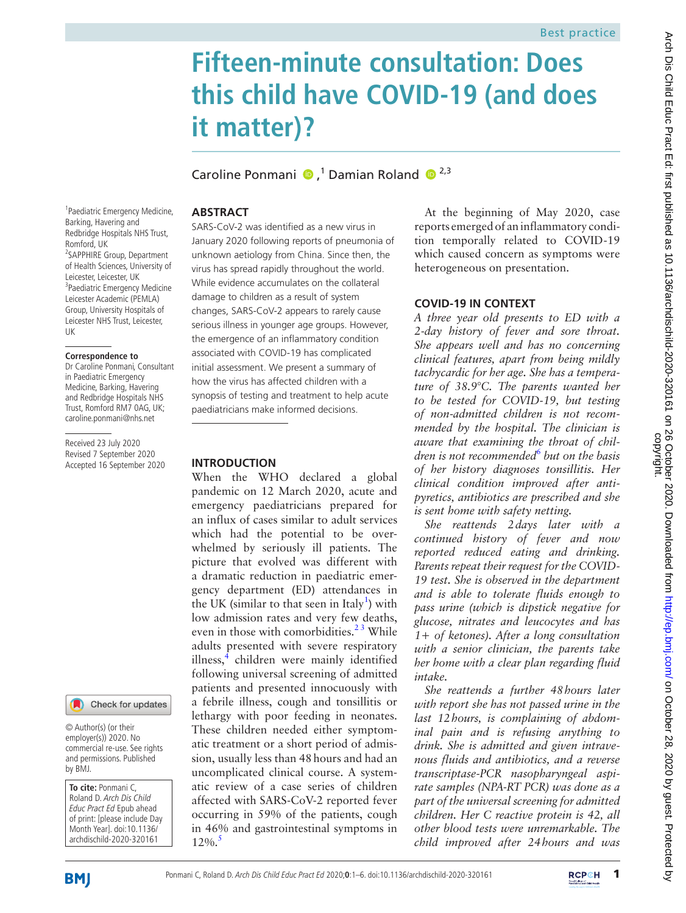# Fifteen-minute consultation: Does this child have COVID-19 (and does it matter)?

Caroline Ponmani,[1] Damian Roland[2,3]

[1]Paediatric Emergency Medicine, Barking, Havering and Redbridge Hospitals NHS Trust, Romford, UK
[2]SAPPHIRE Group, Department of Health Sciences, University of Leicester, Leicester, UK
[3]Paediatric Emergency Medicine Leicester Academic (PEMLA) Group, University Hospitals of Leicester NHS Trust, Leicester, UK

**Correspondence to**
Dr Caroline Ponmani, Consultant in Paediatric Emergency Medicine, Barking, Havering and Redbridge Hospitals NHS Trust, Romford RM7 0AG, UK; caroline.ponmani@nhs.net

Received 23 July 2020
Revised 7 September 2020
Accepted 16 September 2020

© Author(s) (or their employer(s)) 2020. No commercial re-use. See rights and permissions. Published by BMJ.

**To cite:** Ponmani C, Roland D. *Arch Dis Child Educ Pract Ed* Epub ahead of print: [please include Day Month Year]. doi:10.1136/archdischild-2020-320161

## ABSTRACT

SARS-CoV-2 was identified as a new virus in January 2020 following reports of pneumonia of unknown aetiology from China. Since then, the virus has spread rapidly throughout the world. While evidence accumulates on the collateral damage to children as a result of system changes, SARS-CoV-2 appears to rarely cause serious illness in younger age groups. However, the emergence of an inflammatory condition associated with COVID-19 has complicated initial assessment. We present a summary of how the virus has affected children with a synopsis of testing and treatment to help acute paediatricians make informed decisions.

## INTRODUCTION

When the WHO declared a global pandemic on 12 March 2020, acute and emergency paediatricians prepared for an influx of cases similar to adult services which had the potential to be overwhelmed by seriously ill patients. The picture that evolved was different with a dramatic reduction in paediatric emergency department (ED) attendances in the UK (similar to that seen in Italy[1]) with low admission rates and very few deaths, even in those with comorbidities.[2,3] While adults presented with severe respiratory illness,[4] children were mainly identified following universal screening of admitted patients and presented innocuously with a febrile illness, cough and tonsillitis or lethargy with poor feeding in neonates. These children needed either symptomatic treatment or a short period of admission, usually less than 48 hours and had an uncomplicated clinical course. A systematic review of a case series of children affected with SARS-CoV-2 reported fever occurring in 59% of the patients, cough in 46% and gastrointestinal symptoms in 12%.[5]

At the beginning of May 2020, case reports emerged of an inflammatory condition temporally related to COVID-19 which caused concern as symptoms were heterogeneous on presentation.

## COVID-19 IN CONTEXT

*A three year old presents to ED with a 2-day history of fever and sore throat. She appears well and has no concerning clinical features, apart from being mildly tachycardic for her age. She has a temperature of 38.9°C. The parents wanted her to be tested for COVID-19, but testing of non-admitted children is not recommended by the hospital. The clinician is aware that examining the throat of children is not recommended[6] but on the basis of her history diagnoses tonsillitis. Her clinical condition improved after antipyretics, antibiotics are prescribed and she is sent home with safety netting.*

*She reattends 2 days later with a continued history of fever and now reported reduced eating and drinking. Parents repeat their request for the COVID-19 test. She is observed in the department and is able to tolerate fluids enough to pass urine (which is dipstick negative for glucose, nitrates and leucocytes and has 1+ of ketones). After a long consultation with a senior clinician, the parents take her home with a clear plan regarding fluid intake.*

*She reattends a further 48 hours later with report she has not passed urine in the last 12 hours, is complaining of abdominal pain and is refusing anything to drink. She is admitted and given intravenous fluids and antibiotics, and a reverse transcriptase-PCR nasopharyngeal aspirate samples (NPA-RT PCR) was done as a part of the universal screening for admitted children. Her C reactive protein is 42, all other blood tests were unremarkable. The child improved after 24 hours and was*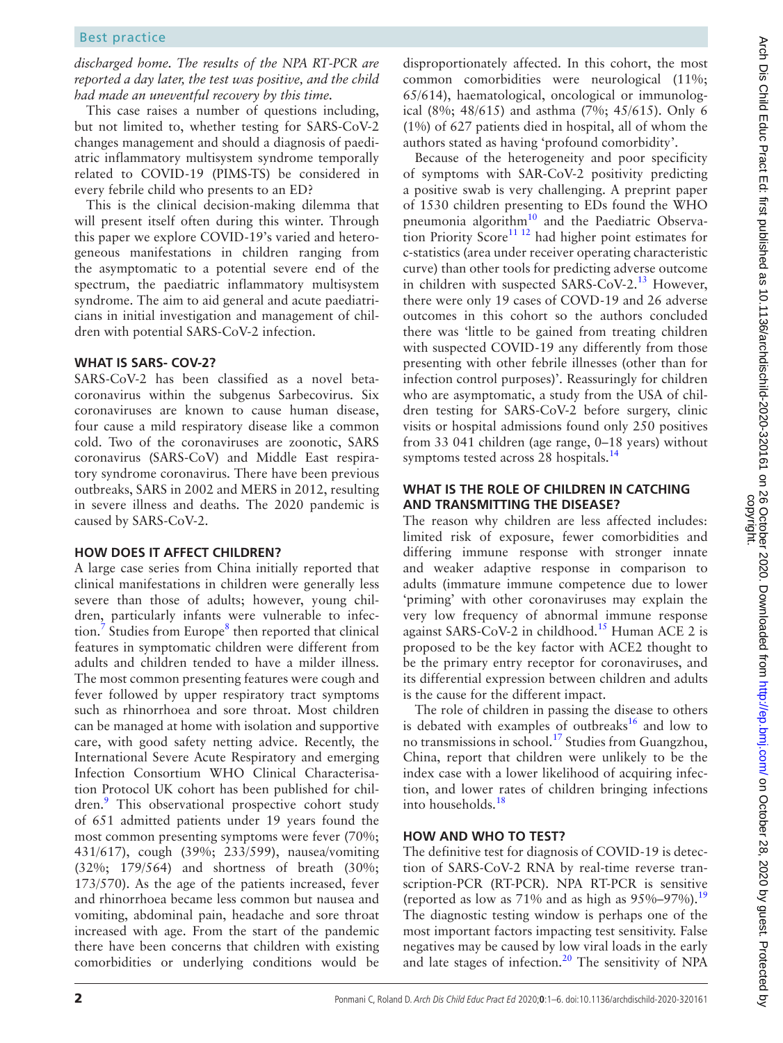*discharged home. The results of the NPA RT-PCR are reported a day later, the test was positive, and the child had made an uneventful recovery by this time.*

This case raises a number of questions including, but not limited to, whether testing for SARS-CoV-2 changes management and should a diagnosis of paediatric inflammatory multisystem syndrome temporally related to COVID-19 (PIMS-TS) be considered in every febrile child who presents to an ED?

This is the clinical decision-making dilemma that will present itself often during this winter. Through this paper we explore COVID-19's varied and heterogeneous manifestations in children ranging from the asymptomatic to a potential severe end of the spectrum, the paediatric inflammatory multisystem syndrome. The aim to aid general and acute paediatricians in initial investigation and management of children with potential SARS-CoV-2 infection.

## WHAT IS SARS- COV-2?

SARS-CoV-2 has been classified as a novel betacoronavirus within the subgenus Sarbecovirus. Six coronaviruses are known to cause human disease, four cause a mild respiratory disease like a common cold. Two of the coronaviruses are zoonotic, SARS coronavirus (SARS-CoV) and Middle East respiratory syndrome coronavirus. There have been previous outbreaks, SARS in 2002 and MERS in 2012, resulting in severe illness and deaths. The 2020 pandemic is caused by SARS-CoV-2.

## HOW DOES IT AFFECT CHILDREN?

A large case series from China initially reported that clinical manifestations in children were generally less severe than those of adults; however, young children, particularly infants were vulnerable to infection.[7] Studies from Europe[8] then reported that clinical features in symptomatic children were different from adults and children tended to have a milder illness. The most common presenting features were cough and fever followed by upper respiratory tract symptoms such as rhinorrhoea and sore throat. Most children can be managed at home with isolation and supportive care, with good safety netting advice. Recently, the International Severe Acute Respiratory and emerging Infection Consortium WHO Clinical Characterisation Protocol UK cohort has been published for children.[9] This observational prospective cohort study of 651 admitted patients under 19 years found the most common presenting symptoms were fever (70%; 431/617), cough (39%; 233/599), nausea/vomiting (32%; 179/564) and shortness of breath (30%; 173/570). As the age of the patients increased, fever and rhinorrhoea became less common but nausea and vomiting, abdominal pain, headache and sore throat increased with age. From the start of the pandemic there have been concerns that children with existing comorbidities or underlying conditions would be disproportionately affected. In this cohort, the most common comorbidities were neurological (11%; 65/614), haematological, oncological or immunological (8%; 48/615) and asthma (7%; 45/615). Only 6 (1%) of 627 patients died in hospital, all of whom the authors stated as having 'profound comorbidity'.

Because of the heterogeneity and poor specificity of symptoms with SAR-CoV-2 positivity predicting a positive swab is very challenging. A preprint paper of 1530 children presenting to EDs found the WHO pneumonia algorithm[10] and the Paediatric Observation Priority Score[11 12] had higher point estimates for c-statistics (area under receiver operating characteristic curve) than other tools for predicting adverse outcome in children with suspected SARS-CoV-2.[13] However, there were only 19 cases of COVD-19 and 26 adverse outcomes in this cohort so the authors concluded there was 'little to be gained from treating children with suspected COVID-19 any differently from those presenting with other febrile illnesses (other than for infection control purposes)'. Reassuringly for children who are asymptomatic, a study from the USA of children testing for SARS-CoV-2 before surgery, clinic visits or hospital admissions found only 250 positives from 33 041 children (age range, 0–18 years) without symptoms tested across 28 hospitals.[14]

## WHAT IS THE ROLE OF CHILDREN IN CATCHING AND TRANSMITTING THE DISEASE?

The reason why children are less affected includes: limited risk of exposure, fewer comorbidities and differing immune response with stronger innate and weaker adaptive response in comparison to adults (immature immune competence due to lower 'priming' with other coronaviruses may explain the very low frequency of abnormal immune response against SARS-CoV-2 in childhood.[15] Human ACE 2 is proposed to be the key factor with ACE2 thought to be the primary entry receptor for coronaviruses, and its differential expression between children and adults is the cause for the different impact.

The role of children in passing the disease to others is debated with examples of outbreaks[16] and low to no transmissions in school.[17] Studies from Guangzhou, China, report that children were unlikely to be the index case with a lower likelihood of acquiring infection, and lower rates of children bringing infections into households.[18]

## HOW AND WHO TO TEST?

The definitive test for diagnosis of COVID-19 is detection of SARS-CoV-2 RNA by real-time reverse transcription-PCR (RT-PCR). NPA RT-PCR is sensitive (reported as low as 71% and as high as 95%–97%).[19] The diagnostic testing window is perhaps one of the most important factors impacting test sensitivity. False negatives may be caused by low viral loads in the early and late stages of infection.[20] The sensitivity of NPA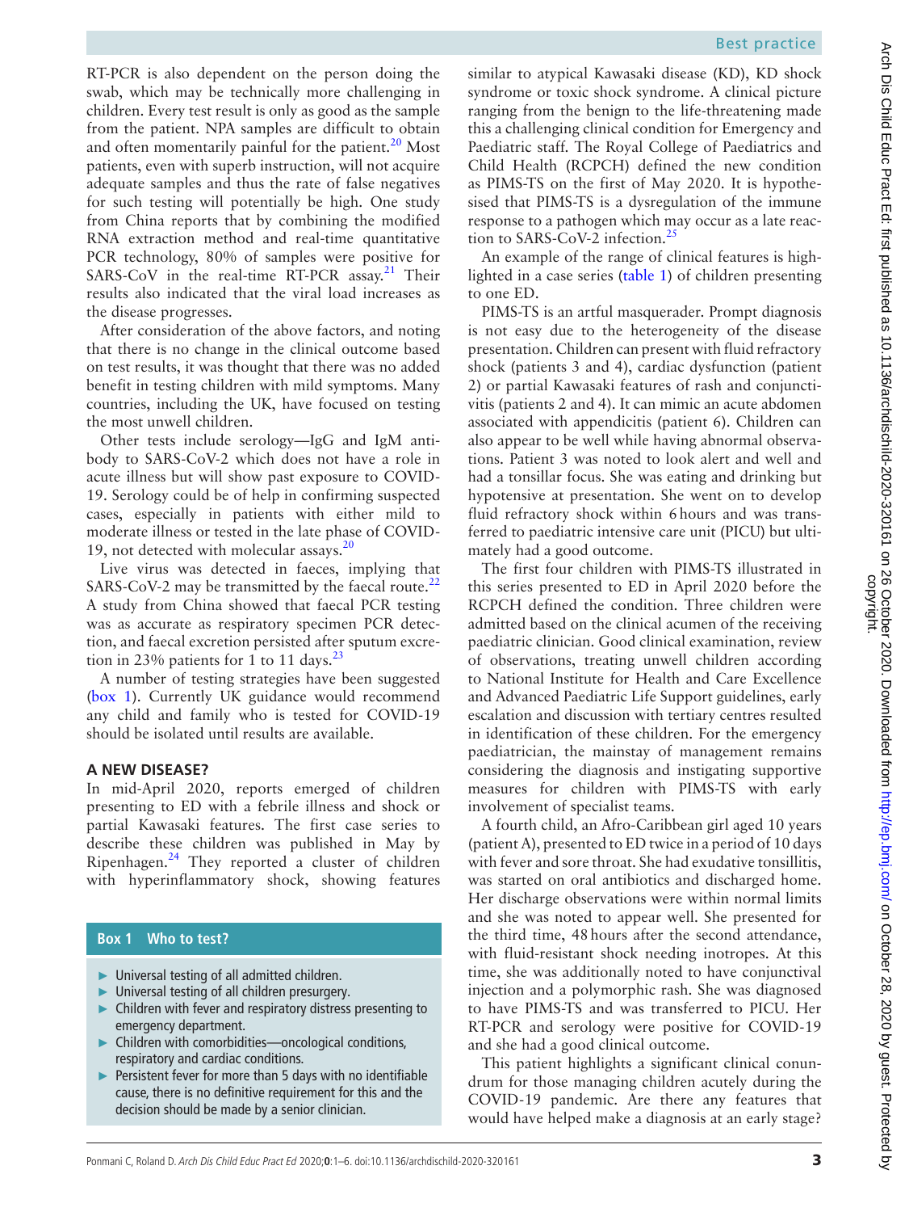RT-PCR is also dependent on the person doing the swab, which may be technically more challenging in children. Every test result is only as good as the sample from the patient. NPA samples are difficult to obtain and often momentarily painful for the patient.[20] Most patients, even with superb instruction, will not acquire adequate samples and thus the rate of false negatives for such testing will potentially be high. One study from China reports that by combining the modified RNA extraction method and real-time quantitative PCR technology, 80% of samples were positive for SARS-CoV in the real-time RT-PCR assay.[21] Their results also indicated that the viral load increases as the disease progresses.

After consideration of the above factors, and noting that there is no change in the clinical outcome based on test results, it was thought that there was no added benefit in testing children with mild symptoms. Many countries, including the UK, have focused on testing the most unwell children.

Other tests include serology—IgG and IgM antibody to SARS-CoV-2 which does not have a role in acute illness but will show past exposure to COVID-19. Serology could be of help in confirming suspected cases, especially in patients with either mild to moderate illness or tested in the late phase of COVID-19, not detected with molecular assays.[20]

Live virus was detected in faeces, implying that SARS-CoV-2 may be transmitted by the faecal route.[22] A study from China showed that faecal PCR testing was as accurate as respiratory specimen PCR detection, and faecal excretion persisted after sputum excretion in 23% patients for 1 to 11 days.[23]

A number of testing strategies have been suggested (box 1). Currently UK guidance would recommend any child and family who is tested for COVID-19 should be isolated until results are available.

## A NEW DISEASE?

In mid-April 2020, reports emerged of children presenting to ED with a febrile illness and shock or partial Kawasaki features. The first case series to describe these children was published in May by Ripenhagen.[24] They reported a cluster of children with hyperinflammatory shock, showing features similar to atypical Kawasaki disease (KD), KD shock syndrome or toxic shock syndrome. A clinical picture ranging from the benign to the life-threatening made this a challenging clinical condition for Emergency and Paediatric staff. The Royal College of Paediatrics and Child Health (RCPCH) defined the new condition as PIMS-TS on the first of May 2020. It is hypothesised that PIMS-TS is a dysregulation of the immune response to a pathogen which may occur as a late reaction to SARS-CoV-2 infection.[25]

**Box 1 Who to test?**

- Universal testing of all admitted children.
- Universal testing of all children presurgery.
- Children with fever and respiratory distress presenting to emergency department.
- Children with comorbidities—oncological conditions, respiratory and cardiac conditions.
- Persistent fever for more than 5 days with no identifiable cause, there is no definitive requirement for this and the decision should be made by a senior clinician.

An example of the range of clinical features is highlighted in a case series (table 1) of children presenting to one ED.

PIMS-TS is an artful masquerader. Prompt diagnosis is not easy due to the heterogeneity of the disease presentation. Children can present with fluid refractory shock (patients 3 and 4), cardiac dysfunction (patient 2) or partial Kawasaki features of rash and conjunctivitis (patients 2 and 4). It can mimic an acute abdomen associated with appendicitis (patient 6). Children can also appear to be well while having abnormal observations. Patient 3 was noted to look alert and well and had a tonsillar focus. She was eating and drinking but hypotensive at presentation. She went on to develop fluid refractory shock within 6 hours and was transferred to paediatric intensive care unit (PICU) but ultimately had a good outcome.

The first four children with PIMS-TS illustrated in this series presented to ED in April 2020 before the RCPCH defined the condition. Three children were admitted based on the clinical acumen of the receiving paediatric clinician. Good clinical examination, review of observations, treating unwell children according to National Institute for Health and Care Excellence and Advanced Paediatric Life Support guidelines, early escalation and discussion with tertiary centres resulted in identification of these children. For the emergency paediatrician, the mainstay of management remains considering the diagnosis and instigating supportive measures for children with PIMS-TS with early involvement of specialist teams.

A fourth child, an Afro-Caribbean girl aged 10 years (patient A), presented to ED twice in a period of 10 days with fever and sore throat. She had exudative tonsillitis, was started on oral antibiotics and discharged home. Her discharge observations were within normal limits and she was noted to appear well. She presented for the third time, 48 hours after the second attendance, with fluid-resistant shock needing inotropes. At this time, she was additionally noted to have conjunctival injection and a polymorphic rash. She was diagnosed to have PIMS-TS and was transferred to PICU. Her RT-PCR and serology were positive for COVID-19 and she had a good clinical outcome.

This patient highlights a significant clinical conundrum for those managing children acutely during the COVID-19 pandemic. Are there any features that would have helped make a diagnosis at an early stage?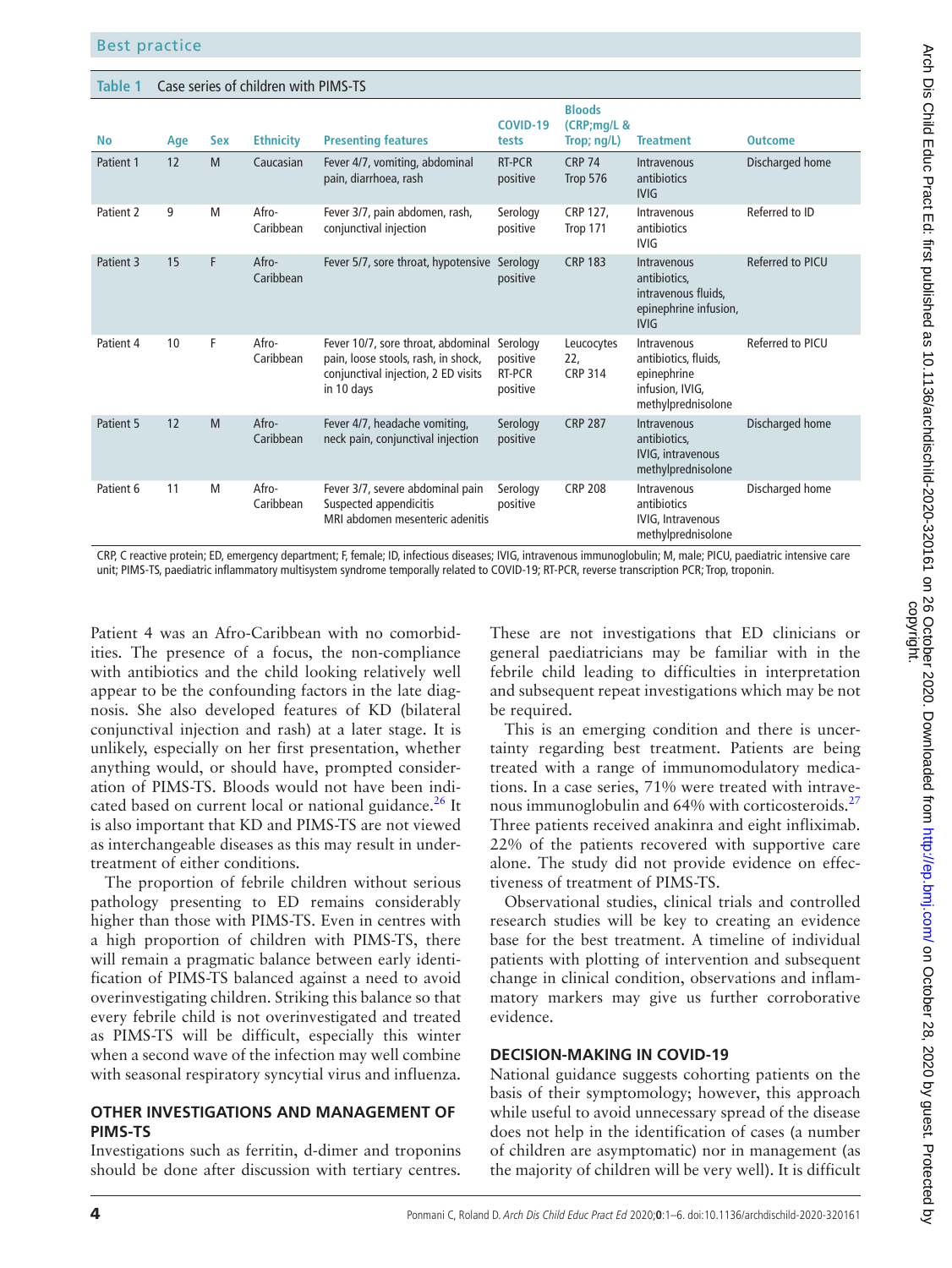**Table 1** Case series of children with PIMS-TS

| No | Age | Sex | Ethnicity | Presenting features | COVID-19 tests | Bloods (CRP;mg/L & Trop; ng/L) | Treatment | Outcome |
|---|---|---|---|---|---|---|---|---|
| Patient 1 | 12 | M | Caucasian | Fever 4/7, vomiting, abdominal pain, diarrhoea, rash | RT-PCR positive | CRP 74 Trop 576 | Intravenous antibiotics IVIG | Discharged home |
| Patient 2 | 9 | M | Afro-Caribbean | Fever 3/7, pain abdomen, rash, conjunctival injection | Serology positive | CRP 127, Trop 171 | Intravenous antibiotics IVIG | Referred to ID |
| Patient 3 | 15 | F | Afro-Caribbean | Fever 5/7, sore throat, hypotensive | Serology positive | CRP 183 | Intravenous antibiotics, intravenous fluids, epinephrine infusion, IVIG | Referred to PICU |
| Patient 4 | 10 | F | Afro-Caribbean | Fever 10/7, sore throat, abdominal pain, loose stools, rash, in shock, conjunctival injection, 2 ED visits in 10 days | Serology positive RT-PCR positive | Leucocytes 22, CRP 314 | Intravenous antibiotics, fluids, epinephrine infusion, IVIG, methylprednisolone | Referred to PICU |
| Patient 5 | 12 | M | Afro-Caribbean | Fever 4/7, headache vomiting, neck pain, conjunctival injection | Serology positive | CRP 287 | Intravenous antibiotics, IVIG, intravenous methylprednisolone | Discharged home |
| Patient 6 | 11 | M | Afro-Caribbean | Fever 3/7, severe abdominal pain Suspected appendicitis MRI abdomen mesenteric adenitis | Serology positive | CRP 208 | Intravenous antibiotics IVIG, Intravenous methylprednisolone | Discharged home |

CRP, C reactive protein; ED, emergency department; F, female; ID, infectious diseases; IVIG, intravenous immunoglobulin; M, male; PICU, paediatric intensive care unit; PIMS-TS, paediatric inflammatory multisystem syndrome temporally related to COVID-19; RT-PCR, reverse transcription PCR; Trop, troponin.

Patient 4 was an Afro-Caribbean with no comorbidities. The presence of a focus, the non-compliance with antibiotics and the child looking relatively well appear to be the confounding factors in the late diagnosis. She also developed features of KD (bilateral conjunctival injection and rash) at a later stage. It is unlikely, especially on her first presentation, whether anything would, or should have, prompted consideration of PIMS-TS. Bloods would not have been indicated based on current local or national guidance.[26] It is also important that KD and PIMS-TS are not viewed as interchangeable diseases as this may result in undertreatment of either conditions.

The proportion of febrile children without serious pathology presenting to ED remains considerably higher than those with PIMS-TS. Even in centres with a high proportion of children with PIMS-TS, there will remain a pragmatic balance between early identification of PIMS-TS balanced against a need to avoid overinvestigating children. Striking this balance so that every febrile child is not overinvestigated and treated as PIMS-TS will be difficult, especially this winter when a second wave of the infection may well combine with seasonal respiratory syncytial virus and influenza.

## OTHER INVESTIGATIONS AND MANAGEMENT OF PIMS-TS

Investigations such as ferritin, d-dimer and troponins should be done after discussion with tertiary centres. These are not investigations that ED clinicians or general paediatricians may be familiar with in the febrile child leading to difficulties in interpretation and subsequent repeat investigations which may be not be required.

This is an emerging condition and there is uncertainty regarding best treatment. Patients are being treated with a range of immunomodulatory medications. In a case series, 71% were treated with intravenous immunoglobulin and 64% with corticosteroids.[27] Three patients received anakinra and eight infliximab. 22% of the patients recovered with supportive care alone. The study did not provide evidence on effectiveness of treatment of PIMS-TS.

Observational studies, clinical trials and controlled research studies will be key to creating an evidence base for the best treatment. A timeline of individual patients with plotting of intervention and subsequent change in clinical condition, observations and inflammatory markers may give us further corroborative evidence.

## DECISION-MAKING IN COVID-19

National guidance suggests cohorting patients on the basis of their symptomology; however, this approach while useful to avoid unnecessary spread of the disease does not help in the identification of cases (a number of children are asymptomatic) nor in management (as the majority of children will be very well). It is difficult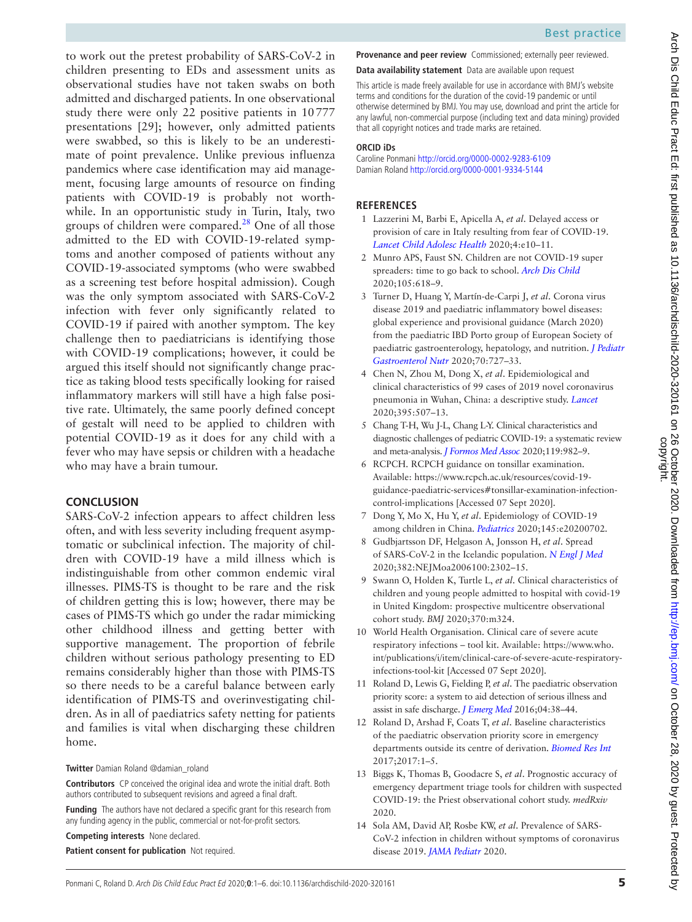to work out the pretest probability of SARS-CoV-2 in children presenting to EDs and assessment units as observational studies have not taken swabs on both admitted and discharged patients. In one observational study there were only 22 positive patients in 10 777 presentations [29]; however, only admitted patients were swabbed, so this is likely to be an underestimate of point prevalence. Unlike previous influenza pandemics where case identification may aid management, focusing large amounts of resource on finding patients with COVID-19 is probably not worthwhile. In an opportunistic study in Turin, Italy, two groups of children were compared.[28] One of all those admitted to the ED with COVID-19-related symptoms and another composed of patients without any COVID-19-associated symptoms (who were swabbed as a screening test before hospital admission). Cough was the only symptom associated with SARS-CoV-2 infection with fever only significantly related to COVID-19 if paired with another symptom. The key challenge then to paediatricians is identifying those with COVID-19 complications; however, it could be argued this itself should not significantly change practice as taking blood tests specifically looking for raised inflammatory markers will still have a high false positive rate. Ultimately, the same poorly defined concept of gestalt will need to be applied to children with potential COVID-19 as it does for any child with a fever who may have sepsis or children with a headache who may have a brain tumour.

## CONCLUSION

SARS-CoV-2 infection appears to affect children less often, and with less severity including frequent asymptomatic or subclinical infection. The majority of children with COVID-19 have a mild illness which is indistinguishable from other common endemic viral illnesses. PIMS-TS is thought to be rare and the risk of children getting this is low; however, there may be cases of PIMS-TS which go under the radar mimicking other childhood illness and getting better with supportive management. The proportion of febrile children without serious pathology presenting to ED remains considerably higher than those with PIMS-TS so there needs to be a careful balance between early identification of PIMS-TS and overinvestigating children. As in all of paediatrics safety netting for patients and families is vital when discharging these children home.

**Twitter** Damian Roland @damian_roland

**Contributors** CP conceived the original idea and wrote the initial draft. Both authors contributed to subsequent revisions and agreed a final draft.

**Funding** The authors have not declared a specific grant for this research from any funding agency in the public, commercial or not-for-profit sectors.

**Competing interests** None declared.

**Patient consent for publication** Not required.

**Provenance and peer review** Commissioned; externally peer reviewed.

**Data availability statement** Data are available upon request

This article is made freely available for use in accordance with BMJ's website terms and conditions for the duration of the covid-19 pandemic or until otherwise determined by BMJ. You may use, download and print the article for any lawful, non-commercial purpose (including text and data mining) provided that all copyright notices and trade marks are retained.

**ORCID iDs**

Caroline Ponmani http://orcid.org/0000-0002-9283-6109
Damian Roland http://orcid.org/0000-0001-9334-5144

## REFERENCES

1. Lazzerini M, Barbi E, Apicella A, *et al*. Delayed access or provision of care in Italy resulting from fear of COVID-19. *Lancet Child Adolesc Health* 2020;4:e10–11.
2. Munro APS, Faust SN. Children are not COVID-19 super spreaders: time to go back to school. *Arch Dis Child* 2020;105:618–9.
3. Turner D, Huang Y, Martín-de-Carpi J, *et al*. Corona virus disease 2019 and paediatric inflammatory bowel diseases: global experience and provisional guidance (March 2020) from the paediatric IBD Porto group of European Society of paediatric gastroenterology, hepatology, and nutrition. *J Pediatr Gastroenterol Nutr* 2020;70:727–33.
4. Chen N, Zhou M, Dong X, *et al*. Epidemiological and clinical characteristics of 99 cases of 2019 novel coronavirus pneumonia in Wuhan, China: a descriptive study. *Lancet* 2020;395:507–13.
5. Chang T-H, Wu J-L, Chang L-Y. Clinical characteristics and diagnostic challenges of pediatric COVID-19: a systematic review and meta-analysis. *J Formos Med Assoc* 2020;119:982–9.
6. RCPCH. RCPCH guidance on tonsillar examination. Available: https://www.rcpch.ac.uk/resources/covid-19-guidance-paediatric-services#tonsillar-examination-infection-control-implications [Accessed 07 Sept 2020].
7. Dong Y, Mo X, Hu Y, *et al*. Epidemiology of COVID-19 among children in China. *Pediatrics* 2020;145:e20200702.
8. Gudbjartsson DF, Helgason A, Jonsson H, *et al*. Spread of SARS-CoV-2 in the Icelandic population. *N Engl J Med* 2020;382:NEJMoa2006100:2302–15.
9. Swann O, Holden K, Turtle L, *et al*. Clinical characteristics of children and young people admitted to hospital with covid-19 in United Kingdom: prospective multicentre observational cohort study. *BMJ* 2020;370:m324.
10. World Health Organisation. Clinical care of severe acute respiratory infections – tool kit. Available: https://www.who.int/publications/i/item/clinical-care-of-severe-acute-respiratory-infections-tool-kit [Accessed 07 Sept 2020].
11. Roland D, Lewis G, Fielding P, *et al*. The paediatric observation priority score: a system to aid detection of serious illness and assist in safe discharge. *J Emerg Med* 2016;04:38–44.
12. Roland D, Arshad F, Coats T, *et al*. Baseline characteristics of the paediatric observation priority score in emergency departments outside its centre of derivation. *Biomed Res Int* 2017;2017:1–5.
13. Biggs K, Thomas B, Goodacre S, *et al*. Prognostic accuracy of emergency department triage tools for children with suspected COVID-19: the Priest observational cohort study. *medRxiv* 2020.
14. Sola AM, David AP, Rosbe KW, *et al*. Prevalence of SARS-CoV-2 infection in children without symptoms of coronavirus disease 2019. *JAMA Pediatr* 2020.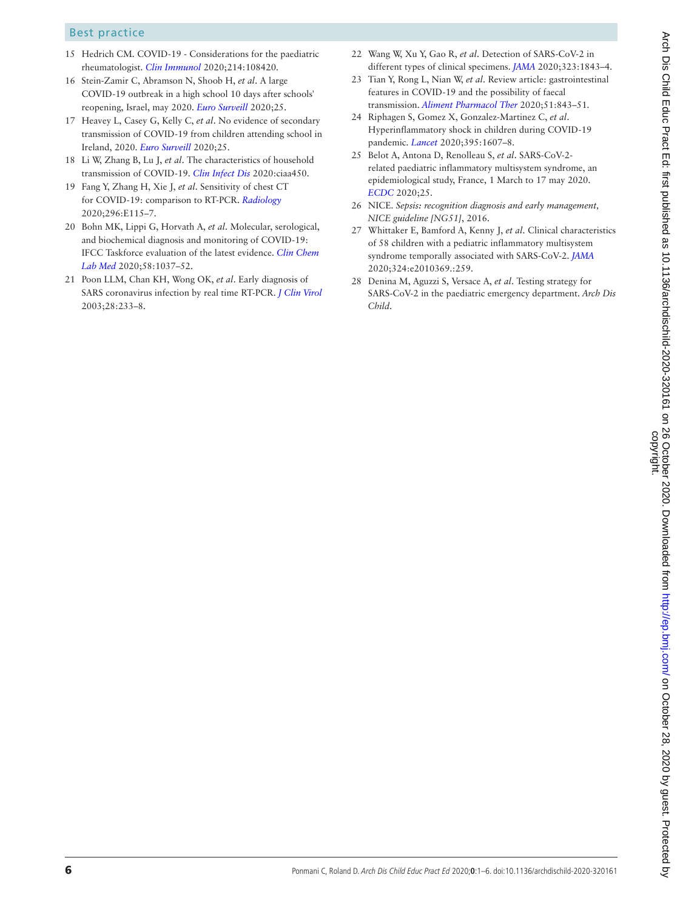15 Hedrich CM. COVID-19 - Considerations for the paediatric rheumatologist. *Clin Immunol* 2020;214:108420.

16 Stein-Zamir C, Abramson N, Shoob H, *et al*. A large COVID-19 outbreak in a high school 10 days after schools' reopening, Israel, may 2020. *Euro Surveill* 2020;25.

17 Heavey L, Casey G, Kelly C, *et al*. No evidence of secondary transmission of COVID-19 from children attending school in Ireland, 2020. *Euro Surveill* 2020;25.

18 Li W, Zhang B, Lu J, *et al*. The characteristics of household transmission of COVID-19. *Clin Infect Dis* 2020:ciaa450.

19 Fang Y, Zhang H, Xie J, *et al*. Sensitivity of chest CT for COVID-19: comparison to RT-PCR. *Radiology* 2020;296:E115–7.

20 Bohn MK, Lippi G, Horvath A, *et al*. Molecular, serological, and biochemical diagnosis and monitoring of COVID-19: IFCC Taskforce evaluation of the latest evidence. *Clin Chem Lab Med* 2020;58:1037–52.

21 Poon LLM, Chan KH, Wong OK, *et al*. Early diagnosis of SARS coronavirus infection by real time RT-PCR. *J Clin Virol* 2003;28:233–8.

22 Wang W, Xu Y, Gao R, *et al*. Detection of SARS-CoV-2 in different types of clinical specimens. *JAMA* 2020;323:1843–4.

23 Tian Y, Rong L, Nian W, *et al*. Review article: gastrointestinal features in COVID-19 and the possibility of faecal transmission. *Aliment Pharmacol Ther* 2020;51:843–51.

24 Riphagen S, Gomez X, Gonzalez-Martinez C, *et al*. Hyperinflammatory shock in children during COVID-19 pandemic. *Lancet* 2020;395:1607–8.

25 Belot A, Antona D, Renolleau S, *et al*. SARS-CoV-2-related paediatric inflammatory multisystem syndrome, an epidemiological study, France, 1 March to 17 may 2020. *ECDC* 2020;25.

26 NICE. *Sepsis: recognition diagnosis and early management, NICE guideline [NG51]*, 2016.

27 Whittaker E, Bamford A, Kenny J, *et al*. Clinical characteristics of 58 children with a pediatric inflammatory multisystem syndrome temporally associated with SARS-CoV-2. *JAMA* 2020;324:e2010369.:259.

28 Denina M, Aguzzi S, Versace A, *et al*. Testing strategy for SARS-CoV-2 in the paediatric emergency department. *Arch Dis Child*.